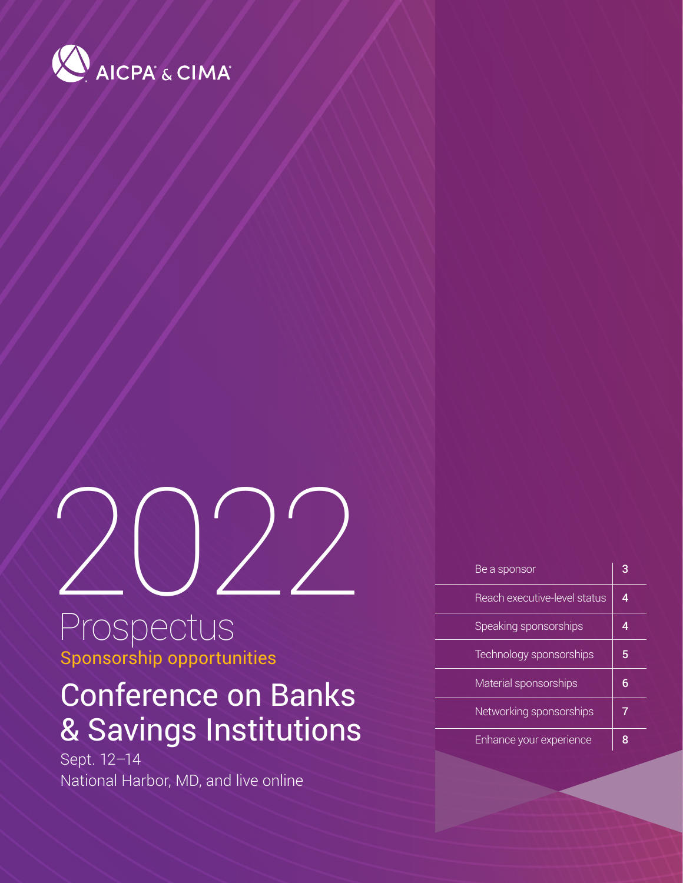AICPA® & CIMA®

# 2022

## Prospectus

### Sponsorship opportunities

# Conference on Banks & Savings Institutions

Sept. 12–14

National Harbor, MD, and live online

| | |
|---|---|
| Be a sponsor | 3 |
| Reach executive-level status | 4 |
| Speaking sponsorships | 4 |
| Technology sponsorships | 5 |
| Material sponsorships | 6 |
| Networking sponsorships | 7 |
| Enhance your experience | 8 |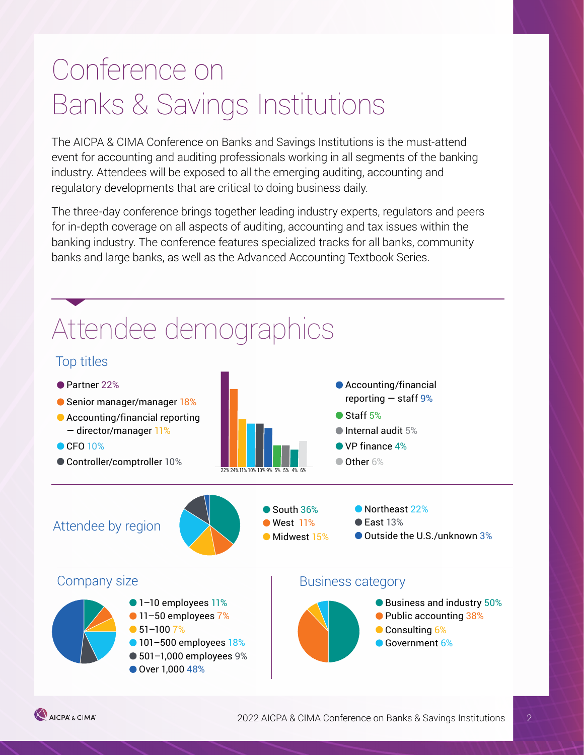# Conference on Banks & Savings Institutions

The AICPA & CIMA Conference on Banks and Savings Institutions is the must-attend event for accounting and auditing professionals working in all segments of the banking industry. Attendees will be exposed to all the emerging auditing, accounting and regulatory developments that are critical to doing business daily.

The three-day conference brings together leading industry experts, regulators and peers for in-depth coverage on all aspects of auditing, accounting and tax issues within the banking industry. The conference features specialized tracks for all banks, community banks and large banks, as well as the Advanced Accounting Textbook Series.

## Attendee demographics

### Top titles

- Partner 22%
- Senior manager/manager 18%
- Accounting/financial reporting — director/manager 11%
- CFO 10%
- Controller/comptroller 10%
- Accounting/financial reporting — staff 9%
- Staff 5%
- Internal audit 5%
- VP finance 4%
- Other 6%

22% 24% 11% 10% 10% 9% 5% 5% 4% 6%

### Attendee by region

- South 36%
- West 11%
- Midwest 15%
- Northeast 22%
- East 13%
- Outside the U.S./unknown 3%

### Company size

- 1–10 employees 11%
- 11–50 employees 7%
- 51–100 7%
- 101–500 employees 18%
- 501–1,000 employees 9%
- Over 1,000 48%

### Business category

- Business and industry 50%
- Public accounting 38%
- Consulting 6%
- Government 6%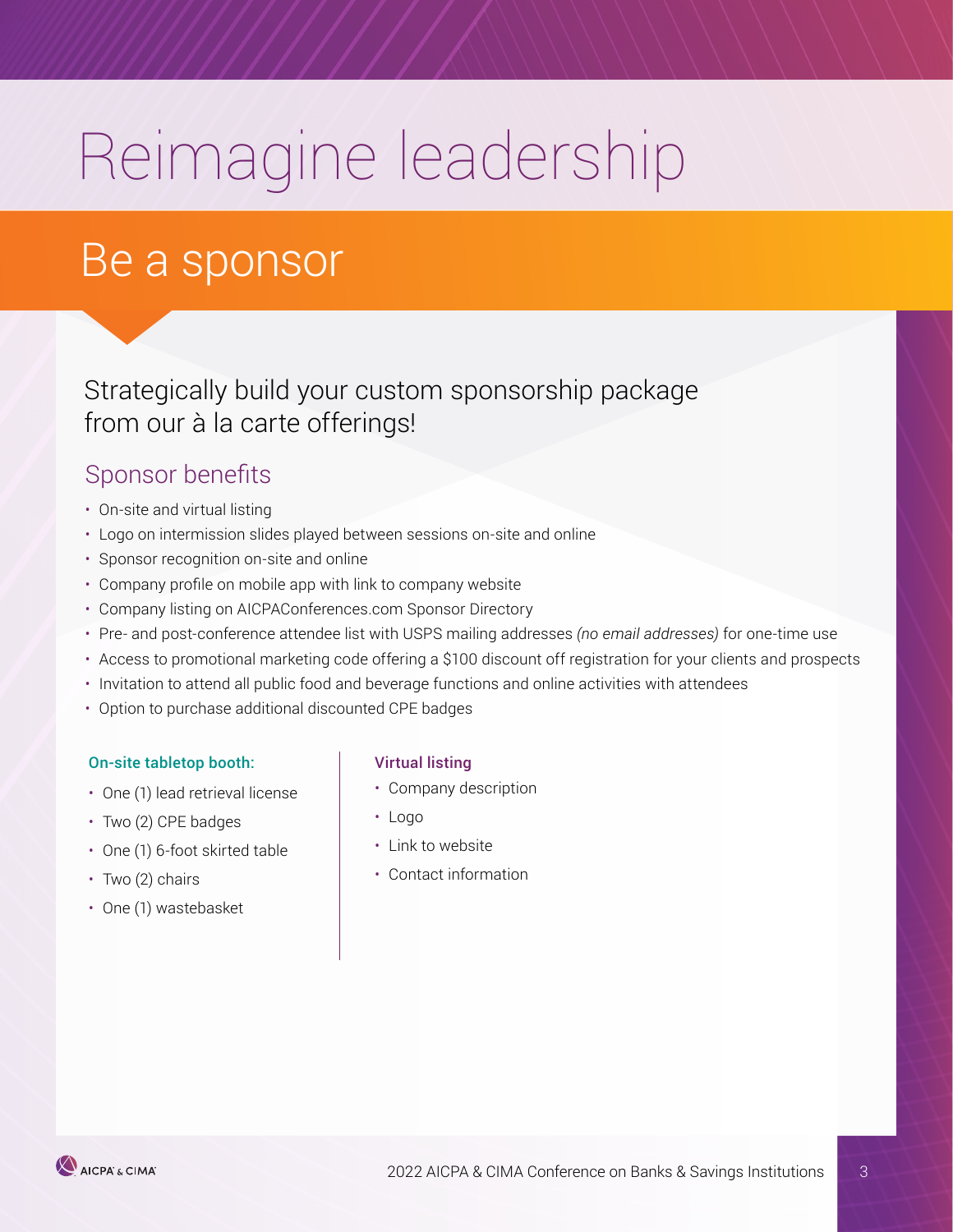# Reimagine leadership

## Be a sponsor

Strategically build your custom sponsorship package from our à la carte offerings!

### Sponsor benefits

- On-site and virtual listing
- Logo on intermission slides played between sessions on-site and online
- Sponsor recognition on-site and online
- Company profile on mobile app with link to company website
- Company listing on AICPAConferences.com Sponsor Directory
- Pre- and post-conference attendee list with USPS mailing addresses *(no email addresses)* for one-time use
- Access to promotional marketing code offering a $100 discount off registration for your clients and prospects
- Invitation to attend all public food and beverage functions and online activities with attendees
- Option to purchase additional discounted CPE badges

**On-site tabletop booth:**

- One (1) lead retrieval license
- Two (2) CPE badges
- One (1) 6-foot skirted table
- Two (2) chairs
- One (1) wastebasket

**Virtual listing**

- Company description
- Logo
- Link to website
- Contact information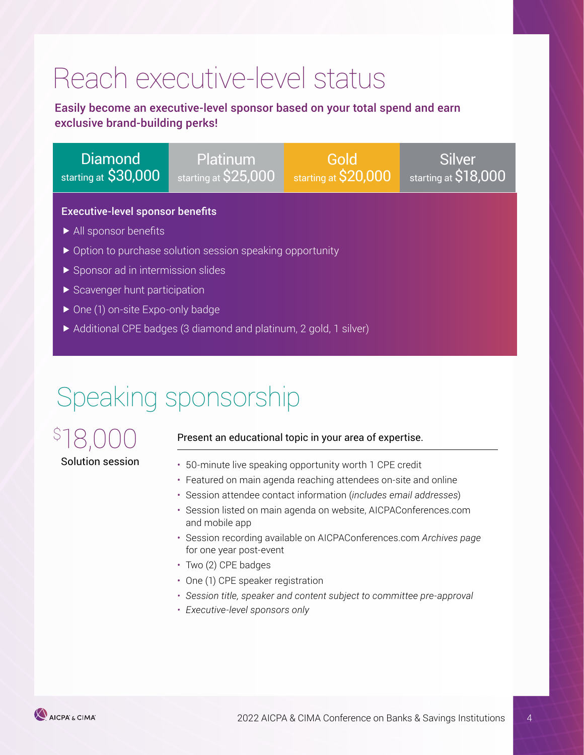# Reach executive-level status

**Easily become an executive-level sponsor based on your total spend and earn exclusive brand-building perks!**

| Diamond | Platinum | Gold | Silver |
| --- | --- | --- | --- |
| starting at $30,000 | starting at $25,000 | starting at $20,000 | starting at $18,000 |

**Executive-level sponsor benefits**

- All sponsor benefits
- Option to purchase solution session speaking opportunity
- Sponsor ad in intermission slides
- Scavenger hunt participation
- One (1) on-site Expo-only badge
- Additional CPE badges (3 diamond and platinum, 2 gold, 1 silver)

# Speaking sponsorship

**$18,000**
Solution session

Present an educational topic in your area of expertise.

- 50-minute live speaking opportunity worth 1 CPE credit
- Featured on main agenda reaching attendees on-site and online
- Session attendee contact information (*includes email addresses*)
- Session listed on main agenda on website, AICPAConferences.com and mobile app
- Session recording available on AICPAConferences.com *Archives page* for one year post-event
- Two (2) CPE badges
- One (1) CPE speaker registration
- *Session title, speaker and content subject to committee pre-approval*
- *Executive-level sponsors only*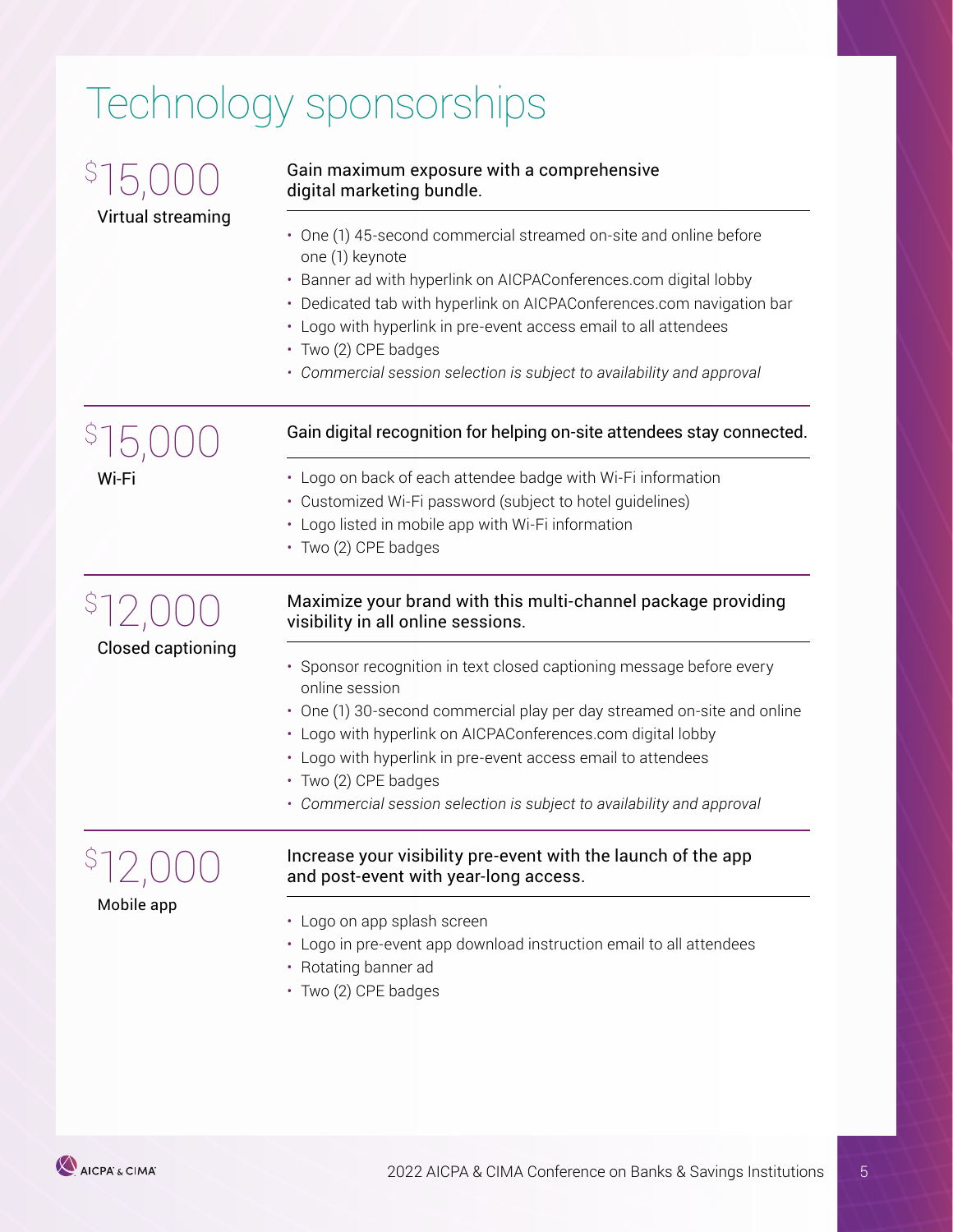# Technology sponsorships

## $15,000 Virtual streaming

Gain maximum exposure with a comprehensive digital marketing bundle.

- One (1) 45-second commercial streamed on-site and online before one (1) keynote
- Banner ad with hyperlink on AICPAConferences.com digital lobby
- Dedicated tab with hyperlink on AICPAConferences.com navigation bar
- Logo with hyperlink in pre-event access email to all attendees
- Two (2) CPE badges
- *Commercial session selection is subject to availability and approval*

## $15,000 Wi-Fi

Gain digital recognition for helping on-site attendees stay connected.

- Logo on back of each attendee badge with Wi-Fi information
- Customized Wi-Fi password (subject to hotel guidelines)
- Logo listed in mobile app with Wi-Fi information
- Two (2) CPE badges

## $12,000 Closed captioning

Maximize your brand with this multi-channel package providing visibility in all online sessions.

- Sponsor recognition in text closed captioning message before every online session
- One (1) 30-second commercial play per day streamed on-site and online
- Logo with hyperlink on AICPAConferences.com digital lobby
- Logo with hyperlink in pre-event access email to attendees
- Two (2) CPE badges
- *Commercial session selection is subject to availability and approval*

## $12,000 Mobile app

Increase your visibility pre-event with the launch of the app and post-event with year-long access.

- Logo on app splash screen
- Logo in pre-event app download instruction email to all attendees
- Rotating banner ad
- Two (2) CPE badges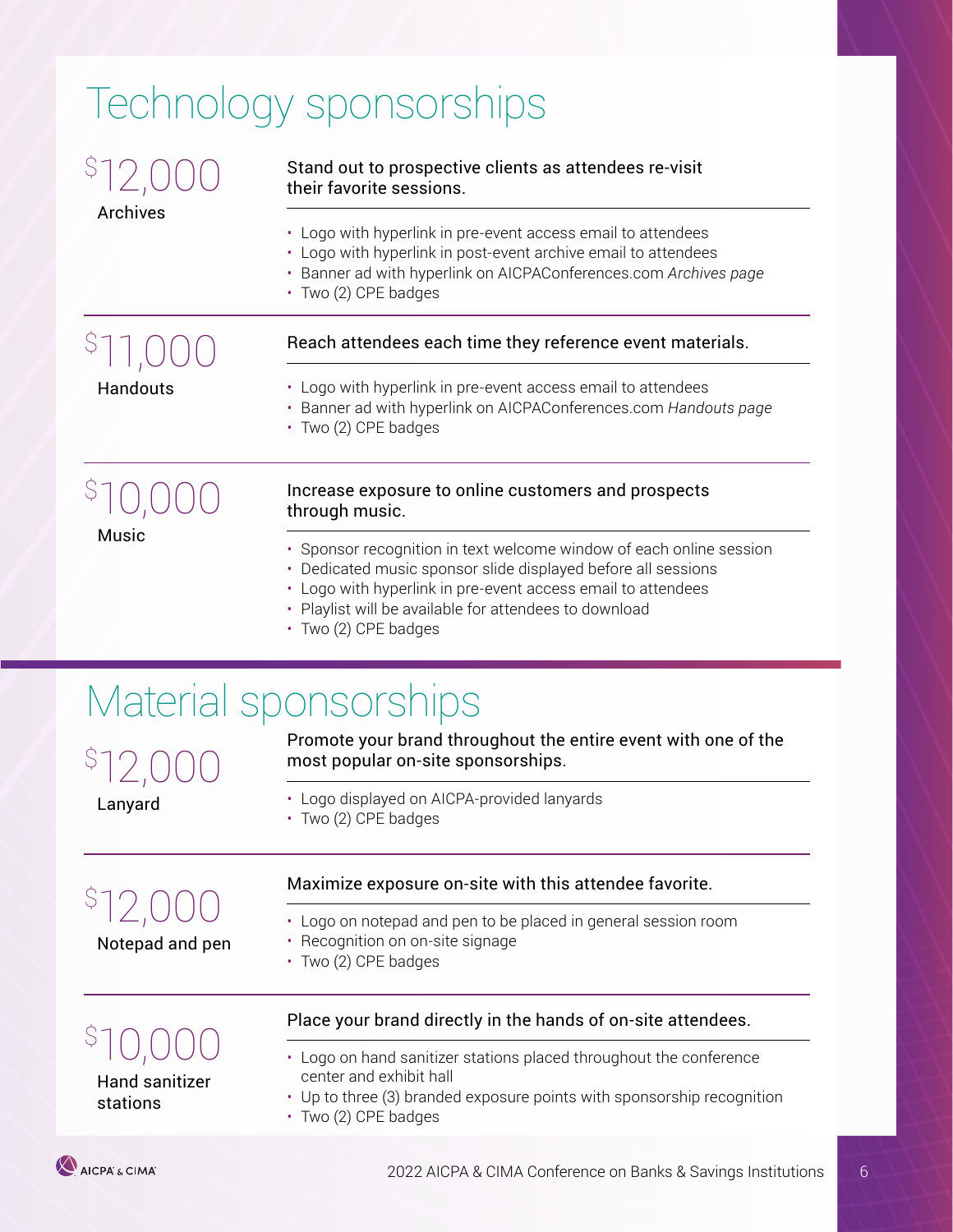# Technology sponsorships

## $12,000 Archives

**Stand out to prospective clients as attendees re-visit their favorite sessions.**

- Logo with hyperlink in pre-event access email to attendees
- Logo with hyperlink in post-event archive email to attendees
- Banner ad with hyperlink on AICPAConferences.com *Archives page*
- Two (2) CPE badges

## $11,000 Handouts

**Reach attendees each time they reference event materials.**

- Logo with hyperlink in pre-event access email to attendees
- Banner ad with hyperlink on AICPAConferences.com *Handouts page*
- Two (2) CPE badges

## $10,000 Music

**Increase exposure to online customers and prospects through music.**

- Sponsor recognition in text welcome window of each online session
- Dedicated music sponsor slide displayed before all sessions
- Logo with hyperlink in pre-event access email to attendees
- Playlist will be available for attendees to download
- Two (2) CPE badges

# Material sponsorships

## $12,000 Lanyard

**Promote your brand throughout the entire event with one of the most popular on-site sponsorships.**

- Logo displayed on AICPA-provided lanyards
- Two (2) CPE badges

## $12,000 Notepad and pen

**Maximize exposure on-site with this attendee favorite.**

- Logo on notepad and pen to be placed in general session room
- Recognition on on-site signage
- Two (2) CPE badges

## $10,000 Hand sanitizer stations

**Place your brand directly in the hands of on-site attendees.**

- Logo on hand sanitizer stations placed throughout the conference center and exhibit hall
- Up to three (3) branded exposure points with sponsorship recognition
- Two (2) CPE badges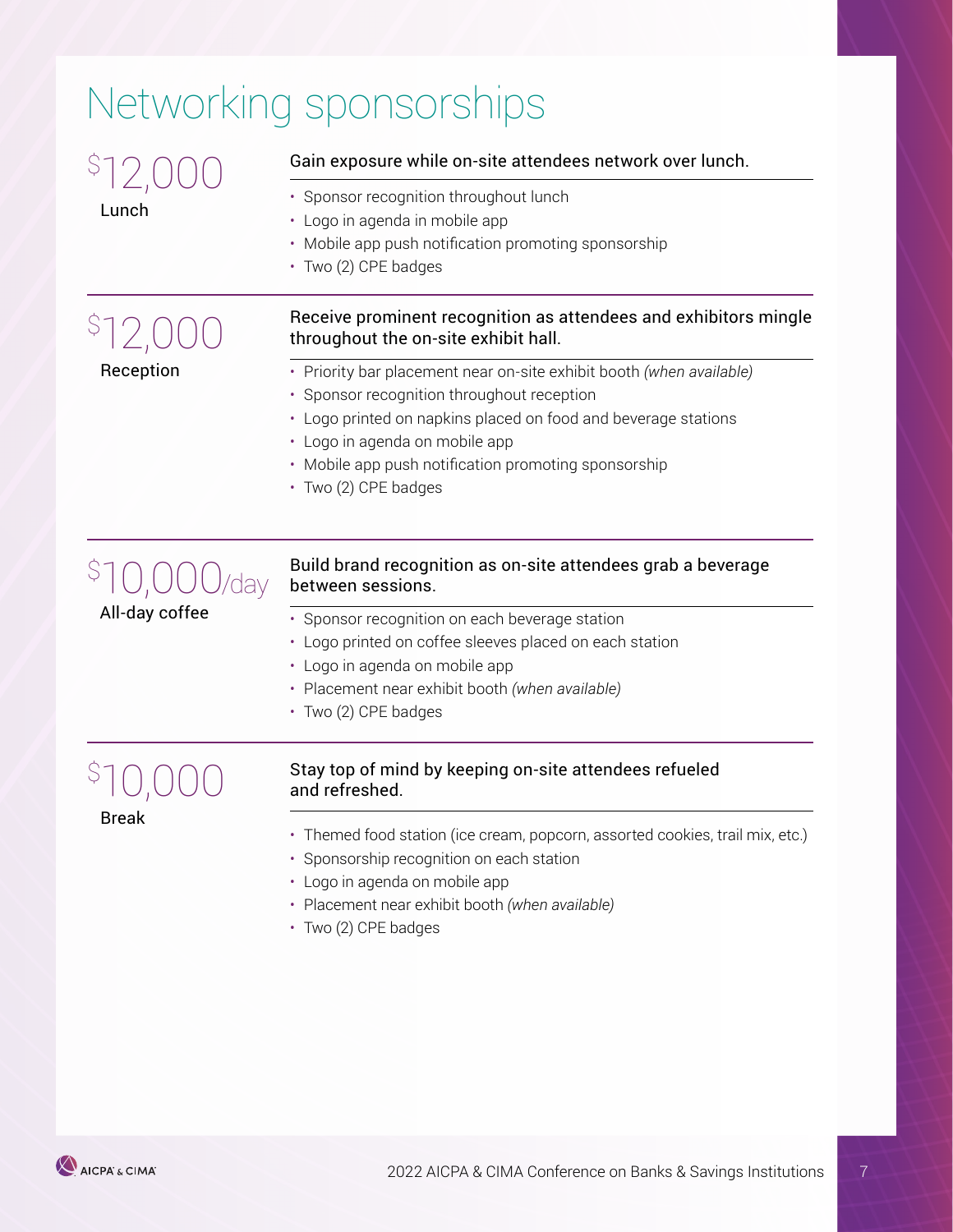# Networking sponsorships

## $12,000 Lunch

Gain exposure while on-site attendees network over lunch.

- Sponsor recognition throughout lunch
- Logo in agenda in mobile app
- Mobile app push notification promoting sponsorship
- Two (2) CPE badges

## $12,000 Reception

Receive prominent recognition as attendees and exhibitors mingle throughout the on-site exhibit hall.

- Priority bar placement near on-site exhibit booth *(when available)*
- Sponsor recognition throughout reception
- Logo printed on napkins placed on food and beverage stations
- Logo in agenda on mobile app
- Mobile app push notification promoting sponsorship
- Two (2) CPE badges

## $10,000/day All-day coffee

Build brand recognition as on-site attendees grab a beverage between sessions.

- Sponsor recognition on each beverage station
- Logo printed on coffee sleeves placed on each station
- Logo in agenda on mobile app
- Placement near exhibit booth *(when available)*
- Two (2) CPE badges

## $10,000 Break

Stay top of mind by keeping on-site attendees refueled and refreshed.

- Themed food station (ice cream, popcorn, assorted cookies, trail mix, etc.)
- Sponsorship recognition on each station
- Logo in agenda on mobile app
- Placement near exhibit booth *(when available)*
- Two (2) CPE badges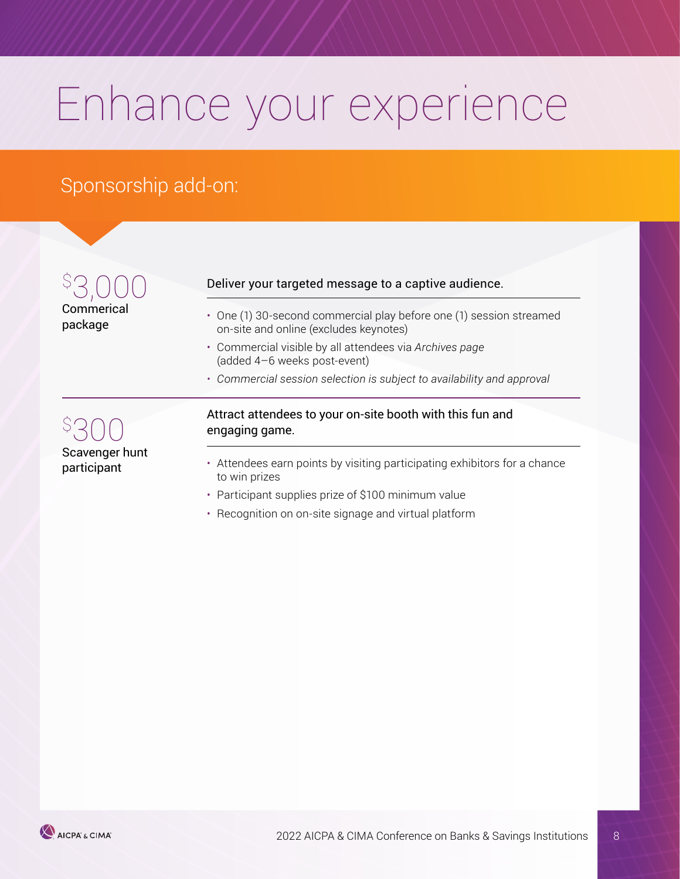# Enhance your experience

## Sponsorship add-on:

**$3,000**
Commerical package

Deliver your targeted message to a captive audience.

- One (1) 30-second commercial play before one (1) session streamed on-site and online (excludes keynotes)
- Commercial visible by all attendees via *Archives page* (added 4–6 weeks post-event)
- *Commercial session selection is subject to availability and approval*

**$300**
Scavenger hunt participant

Attract attendees to your on-site booth with this fun and engaging game.

- Attendees earn points by visiting participating exhibitors for a chance to win prizes
- Participant supplies prize of $100 minimum value
- Recognition on on-site signage and virtual platform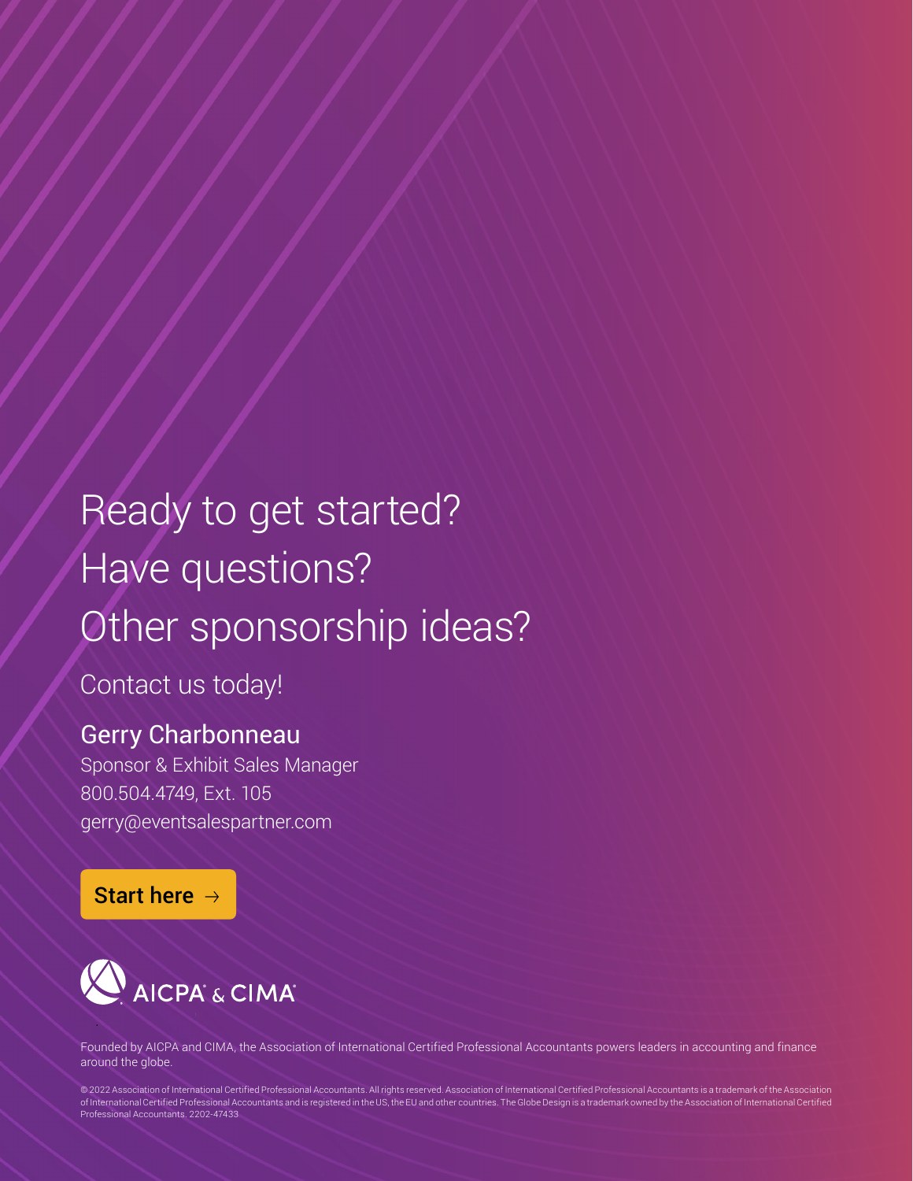# Ready to get started?
# Have questions?
# Other sponsorship ideas?

Contact us today!

## Gerry Charbonneau

Sponsor & Exhibit Sales Manager
800.504.4749, Ext. 105
gerry@eventsalespartner.com

**Start here →**

AICPA® & CIMA®

Founded by AICPA and CIMA, the Association of International Certified Professional Accountants powers leaders in accounting and finance around the globe.

© 2022 Association of International Certified Professional Accountants. All rights reserved. Association of International Certified Professional Accountants is a trademark of the Association of International Certified Professional Accountants and is registered in the US, the EU and other countries. The Globe Design is a trademark owned by the Association of International Certified Professional Accountants. 2202-47433